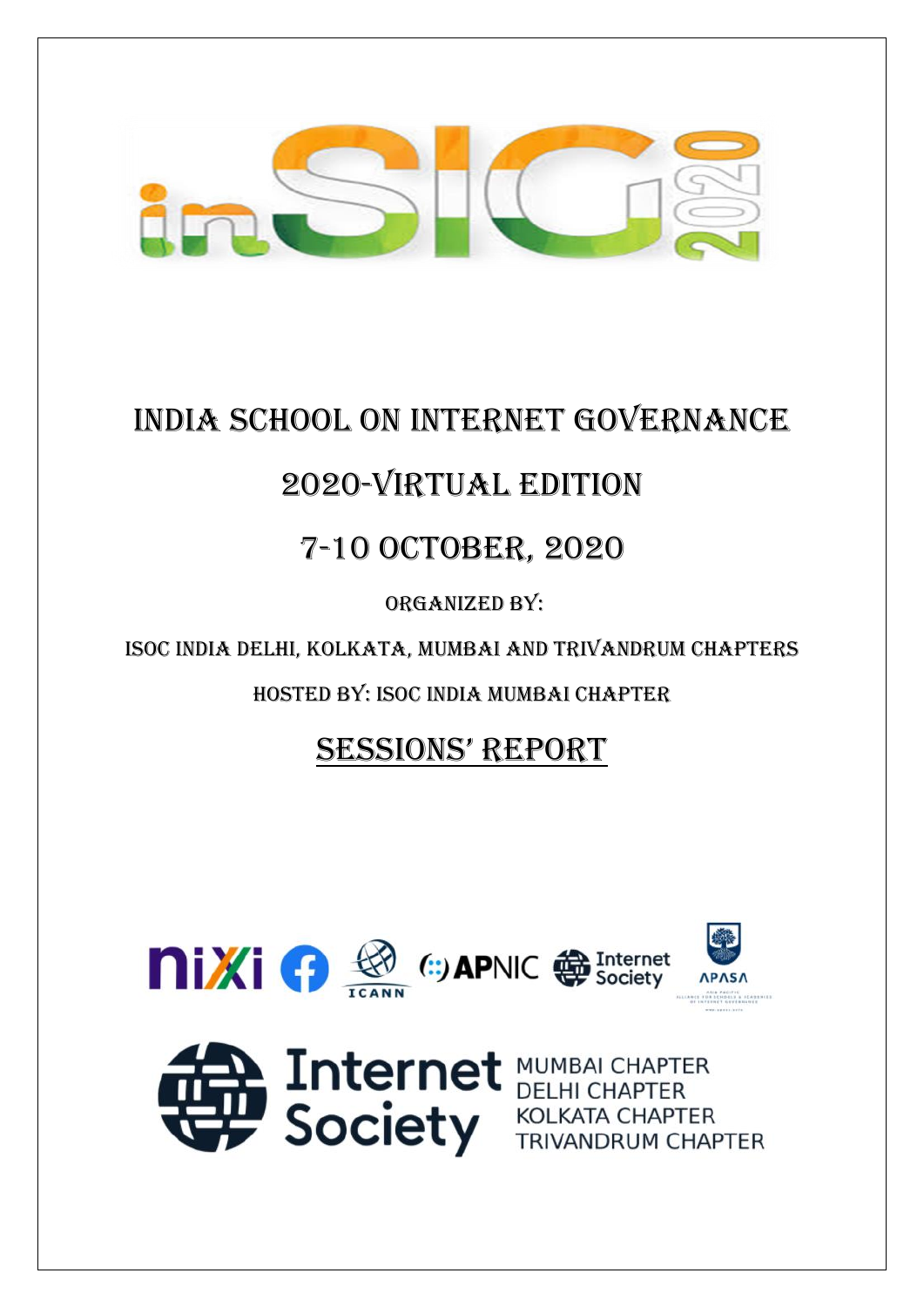# India School on Internet Governance

# 2020-Virtual Edition

# 7-10 October, 2020

Organized by:

ISOC India Delhi, Kolkata, Mumbai and Trivandrum Chapters

Hosted by: ISOC India Mumbai Chapter

## Sessions' Report

Internet Society
MUMBAI CHAPTER
DELHI CHAPTER
KOLKATA CHAPTER
TRIVANDRUM CHAPTER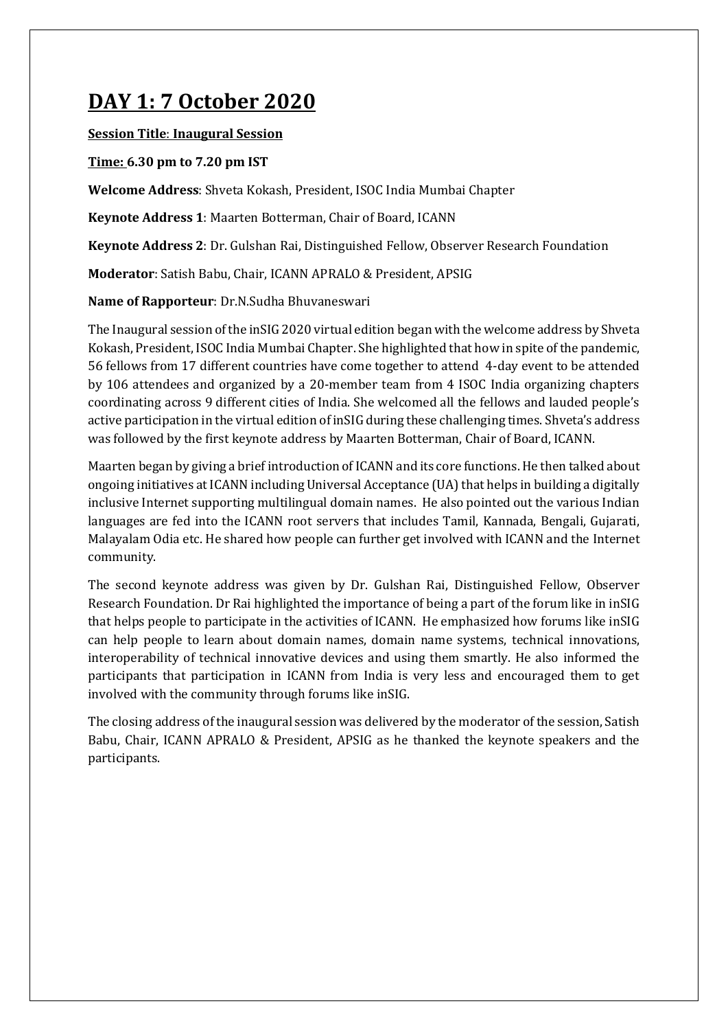# DAY 1: 7 October 2020

**Session Title: Inaugural Session**

**Time: 6.30 pm to 7.20 pm IST**

**Welcome Address**: Shveta Kokash, President, ISOC India Mumbai Chapter

**Keynote Address 1**: Maarten Botterman, Chair of Board, ICANN

**Keynote Address 2**: Dr. Gulshan Rai, Distinguished Fellow, Observer Research Foundation

**Moderator**: Satish Babu, Chair, ICANN APRALO & President, APSIG

**Name of Rapporteur**: Dr.N.Sudha Bhuvaneswari

The Inaugural session of the inSIG 2020 virtual edition began with the welcome address by Shveta Kokash, President, ISOC India Mumbai Chapter. She highlighted that how in spite of the pandemic, 56 fellows from 17 different countries have come together to attend 4-day event to be attended by 106 attendees and organized by a 20-member team from 4 ISOC India organizing chapters coordinating across 9 different cities of India. She welcomed all the fellows and lauded people's active participation in the virtual edition of inSIG during these challenging times. Shveta's address was followed by the first keynote address by Maarten Botterman, Chair of Board, ICANN.

Maarten began by giving a brief introduction of ICANN and its core functions. He then talked about ongoing initiatives at ICANN including Universal Acceptance (UA) that helps in building a digitally inclusive Internet supporting multilingual domain names. He also pointed out the various Indian languages are fed into the ICANN root servers that includes Tamil, Kannada, Bengali, Gujarati, Malayalam Odia etc. He shared how people can further get involved with ICANN and the Internet community.

The second keynote address was given by Dr. Gulshan Rai, Distinguished Fellow, Observer Research Foundation. Dr Rai highlighted the importance of being a part of the forum like in inSIG that helps people to participate in the activities of ICANN. He emphasized how forums like inSIG can help people to learn about domain names, domain name systems, technical innovations, interoperability of technical innovative devices and using them smartly. He also informed the participants that participation in ICANN from India is very less and encouraged them to get involved with the community through forums like inSIG.

The closing address of the inaugural session was delivered by the moderator of the session, Satish Babu, Chair, ICANN APRALO & President, APSIG as he thanked the keynote speakers and the participants.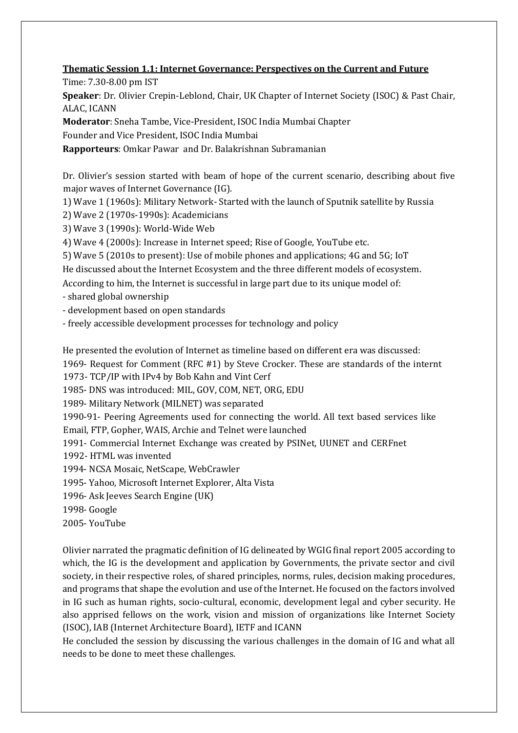**Thematic Session 1.1: Internet Governance: Perspectives on the Current and Future**

Time: 7.30-8.00 pm IST

**Speaker**: Dr. Olivier Crepin-Leblond, Chair, UK Chapter of Internet Society (ISOC) & Past Chair, ALAC, ICANN

**Moderator**: Sneha Tambe, Vice-President, ISOC India Mumbai Chapter

Founder and Vice President, ISOC India Mumbai

**Rapporteurs**: Omkar Pawar and Dr. Balakrishnan Subramanian

Dr. Olivier's session started with beam of hope of the current scenario, describing about five major waves of Internet Governance (IG).

1) Wave 1 (1960s): Military Network- Started with the launch of Sputnik satellite by Russia
2) Wave 2 (1970s-1990s): Academicians
3) Wave 3 (1990s): World-Wide Web
4) Wave 4 (2000s): Increase in Internet speed; Rise of Google, YouTube etc.
5) Wave 5 (2010s to present): Use of mobile phones and applications; 4G and 5G; IoT

He discussed about the Internet Ecosystem and the three different models of ecosystem.

According to him, the Internet is successful in large part due to its unique model of:

- shared global ownership
- development based on open standards
- freely accessible development processes for technology and policy

He presented the evolution of Internet as timeline based on different era was discussed:

1969- Request for Comment (RFC #1) by Steve Crocker. These are standards of the internt

1973- TCP/IP with IPv4 by Bob Kahn and Vint Cerf

1985- DNS was introduced: MIL, GOV, COM, NET, ORG, EDU

1989- Military Network (MILNET) was separated

1990-91- Peering Agreements used for connecting the world. All text based services like Email, FTP, Gopher, WAIS, Archie and Telnet were launched

1991- Commercial Internet Exchange was created by PSINet, UUNET and CERFnet

1992- HTML was invented

1994- NCSA Mosaic, NetScape, WebCrawler

1995- Yahoo, Microsoft Internet Explorer, Alta Vista

1996- Ask Jeeves Search Engine (UK)

1998- Google

2005- YouTube

Olivier narrated the pragmatic definition of IG delineated by WGIG final report 2005 according to which, the IG is the development and application by Governments, the private sector and civil society, in their respective roles, of shared principles, norms, rules, decision making procedures, and programs that shape the evolution and use of the Internet. He focused on the factors involved in IG such as human rights, socio-cultural, economic, development legal and cyber security. He also apprised fellows on the work, vision and mission of organizations like Internet Society (ISOC), IAB (Internet Architecture Board), IETF and ICANN

He concluded the session by discussing the various challenges in the domain of IG and what all needs to be done to meet these challenges.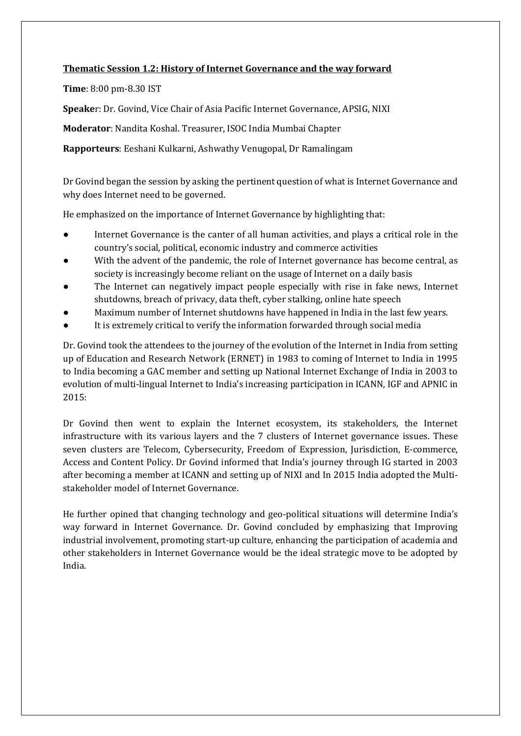**Thematic Session 1.2: History of Internet Governance and the way forward**

**Time**: 8:00 pm-8.30 IST

**Speaker**: Dr. Govind, Vice Chair of Asia Pacific Internet Governance, APSIG, NIXI

**Moderator**: Nandita Koshal. Treasurer, ISOC India Mumbai Chapter

**Rapporteurs**: Eeshani Kulkarni, Ashwathy Venugopal, Dr Ramalingam

Dr Govind began the session by asking the pertinent question of what is Internet Governance and why does Internet need to be governed.

He emphasized on the importance of Internet Governance by highlighting that:

- Internet Governance is the canter of all human activities, and plays a critical role in the country's social, political, economic industry and commerce activities
- With the advent of the pandemic, the role of Internet governance has become central, as society is increasingly become reliant on the usage of Internet on a daily basis
- The Internet can negatively impact people especially with rise in fake news, Internet shutdowns, breach of privacy, data theft, cyber stalking, online hate speech
- Maximum number of Internet shutdowns have happened in India in the last few years.
- It is extremely critical to verify the information forwarded through social media

Dr. Govind took the attendees to the journey of the evolution of the Internet in India from setting up of Education and Research Network (ERNET) in 1983 to coming of Internet to India in 1995 to India becoming a GAC member and setting up National Internet Exchange of India in 2003 to evolution of multi-lingual Internet to India's increasing participation in ICANN, IGF and APNIC in 2015:

Dr Govind then went to explain the Internet ecosystem, its stakeholders, the Internet infrastructure with its various layers and the 7 clusters of Internet governance issues. These seven clusters are Telecom, Cybersecurity, Freedom of Expression, Jurisdiction, E-commerce, Access and Content Policy. Dr Govind informed that India's journey through IG started in 2003 after becoming a member at ICANN and setting up of NIXI and In 2015 India adopted the Multi-stakeholder model of Internet Governance.

He further opined that changing technology and geo-political situations will determine India's way forward in Internet Governance. Dr. Govind concluded by emphasizing that Improving industrial involvement, promoting start-up culture, enhancing the participation of academia and other stakeholders in Internet Governance would be the ideal strategic move to be adopted by India.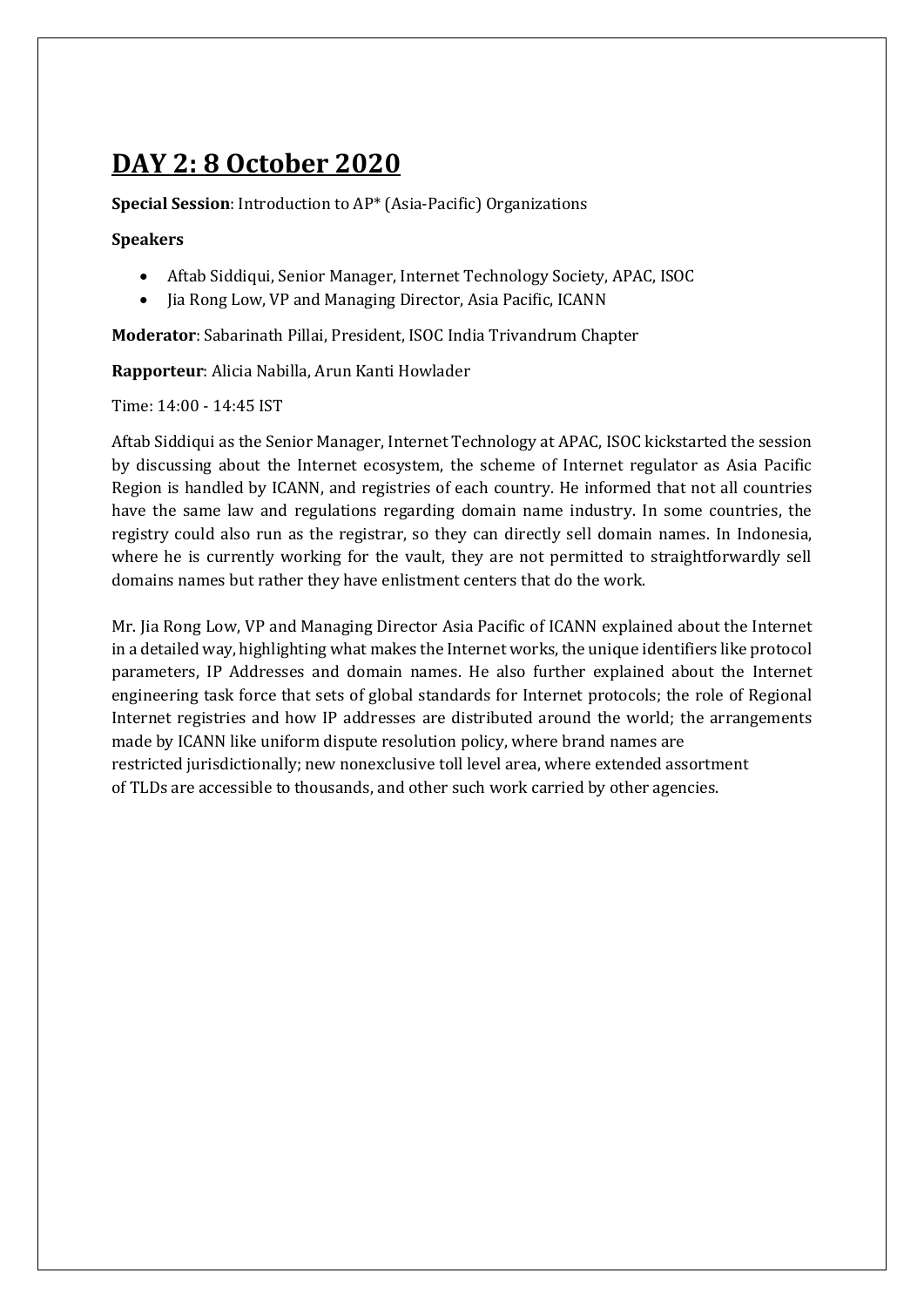# DAY 2: 8 October 2020

**Special Session**: Introduction to AP* (Asia-Pacific) Organizations

**Speakers**

- Aftab Siddiqui, Senior Manager, Internet Technology Society, APAC, ISOC
- Jia Rong Low, VP and Managing Director, Asia Pacific, ICANN

**Moderator**: Sabarinath Pillai, President, ISOC India Trivandrum Chapter

**Rapporteur**: Alicia Nabilla, Arun Kanti Howlader

Time: 14:00 - 14:45 IST

Aftab Siddiqui as the Senior Manager, Internet Technology at APAC, ISOC kickstarted the session by discussing about the Internet ecosystem, the scheme of Internet regulator as Asia Pacific Region is handled by ICANN, and registries of each country. He informed that not all countries have the same law and regulations regarding domain name industry. In some countries, the registry could also run as the registrar, so they can directly sell domain names. In Indonesia, where he is currently working for the vault, they are not permitted to straightforwardly sell domains names but rather they have enlistment centers that do the work.

Mr. Jia Rong Low, VP and Managing Director Asia Pacific of ICANN explained about the Internet in a detailed way, highlighting what makes the Internet works, the unique identifiers like protocol parameters, IP Addresses and domain names. He also further explained about the Internet engineering task force that sets of global standards for Internet protocols; the role of Regional Internet registries and how IP addresses are distributed around the world; the arrangements made by ICANN like uniform dispute resolution policy, where brand names are restricted jurisdictionally; new nonexclusive toll level area, where extended assortment of TLDs are accessible to thousands, and other such work carried by other agencies.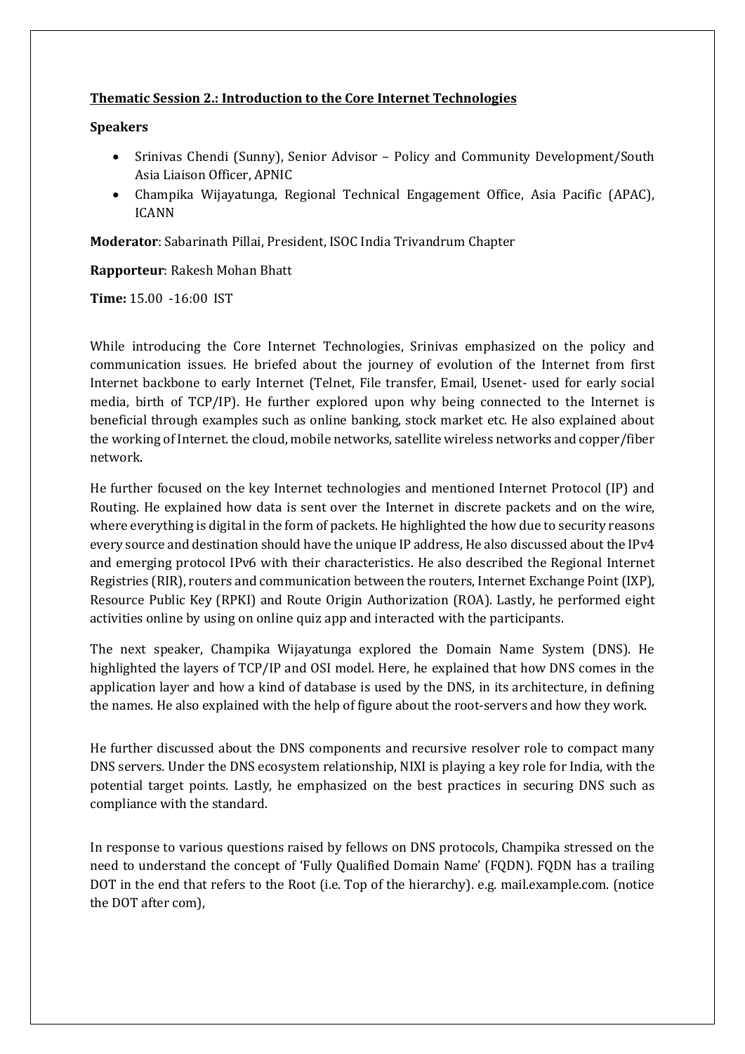**Thematic Session 2.: Introduction to the Core Internet Technologies**

**Speakers**

- Srinivas Chendi (Sunny), Senior Advisor – Policy and Community Development/South Asia Liaison Officer, APNIC
- Champika Wijayatunga, Regional Technical Engagement Office, Asia Pacific (APAC), ICANN

**Moderator**: Sabarinath Pillai, President, ISOC India Trivandrum Chapter

**Rapporteur**: Rakesh Mohan Bhatt

**Time:** 15.00 -16:00 IST

While introducing the Core Internet Technologies, Srinivas emphasized on the policy and communication issues. He briefed about the journey of evolution of the Internet from first Internet backbone to early Internet (Telnet, File transfer, Email, Usenet- used for early social media, birth of TCP/IP). He further explored upon why being connected to the Internet is beneficial through examples such as online banking, stock market etc. He also explained about the working of Internet. the cloud, mobile networks, satellite wireless networks and copper/fiber network.

He further focused on the key Internet technologies and mentioned Internet Protocol (IP) and Routing. He explained how data is sent over the Internet in discrete packets and on the wire, where everything is digital in the form of packets. He highlighted the how due to security reasons every source and destination should have the unique IP address, He also discussed about the IPv4 and emerging protocol IPv6 with their characteristics. He also described the Regional Internet Registries (RIR), routers and communication between the routers, Internet Exchange Point (IXP), Resource Public Key (RPKI) and Route Origin Authorization (ROA). Lastly, he performed eight activities online by using on online quiz app and interacted with the participants.

The next speaker, Champika Wijayatunga explored the Domain Name System (DNS). He highlighted the layers of TCP/IP and OSI model. Here, he explained that how DNS comes in the application layer and how a kind of database is used by the DNS, in its architecture, in defining the names. He also explained with the help of figure about the root-servers and how they work.

He further discussed about the DNS components and recursive resolver role to compact many DNS servers. Under the DNS ecosystem relationship, NIXI is playing a key role for India, with the potential target points. Lastly, he emphasized on the best practices in securing DNS such as compliance with the standard.

In response to various questions raised by fellows on DNS protocols, Champika stressed on the need to understand the concept of 'Fully Qualified Domain Name' (FQDN). FQDN has a trailing DOT in the end that refers to the Root (i.e. Top of the hierarchy). e.g. mail.example.com. (notice the DOT after com),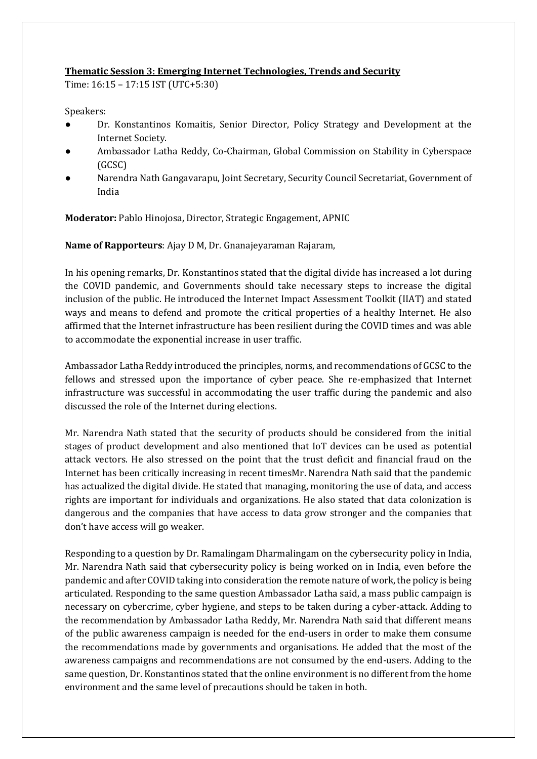**Thematic Session 3: Emerging Internet Technologies, Trends and Security**

Time: 16:15 – 17:15 IST (UTC+5:30)

Speakers:

- Dr. Konstantinos Komaitis, Senior Director, Policy Strategy and Development at the Internet Society.
- Ambassador Latha Reddy, Co-Chairman, Global Commission on Stability in Cyberspace (GCSC)
- Narendra Nath Gangavarapu, Joint Secretary, Security Council Secretariat, Government of India

**Moderator:** Pablo Hinojosa, Director, Strategic Engagement, APNIC

**Name of Rapporteurs**: Ajay D M, Dr. Gnanajeyaraman Rajaram,

In his opening remarks, Dr. Konstantinos stated that the digital divide has increased a lot during the COVID pandemic, and Governments should take necessary steps to increase the digital inclusion of the public. He introduced the Internet Impact Assessment Toolkit (IIAT) and stated ways and means to defend and promote the critical properties of a healthy Internet. He also affirmed that the Internet infrastructure has been resilient during the COVID times and was able to accommodate the exponential increase in user traffic.

Ambassador Latha Reddy introduced the principles, norms, and recommendations of GCSC to the fellows and stressed upon the importance of cyber peace. She re-emphasized that Internet infrastructure was successful in accommodating the user traffic during the pandemic and also discussed the role of the Internet during elections.

Mr. Narendra Nath stated that the security of products should be considered from the initial stages of product development and also mentioned that IoT devices can be used as potential attack vectors. He also stressed on the point that the trust deficit and financial fraud on the Internet has been critically increasing in recent timesMr. Narendra Nath said that the pandemic has actualized the digital divide. He stated that managing, monitoring the use of data, and access rights are important for individuals and organizations. He also stated that data colonization is dangerous and the companies that have access to data grow stronger and the companies that don't have access will go weaker.

Responding to a question by Dr. Ramalingam Dharmalingam on the cybersecurity policy in India, Mr. Narendra Nath said that cybersecurity policy is being worked on in India, even before the pandemic and after COVID taking into consideration the remote nature of work, the policy is being articulated. Responding to the same question Ambassador Latha said, a mass public campaign is necessary on cybercrime, cyber hygiene, and steps to be taken during a cyber-attack. Adding to the recommendation by Ambassador Latha Reddy, Mr. Narendra Nath said that different means of the public awareness campaign is needed for the end-users in order to make them consume the recommendations made by governments and organisations. He added that the most of the awareness campaigns and recommendations are not consumed by the end-users. Adding to the same question, Dr. Konstantinos stated that the online environment is no different from the home environment and the same level of precautions should be taken in both.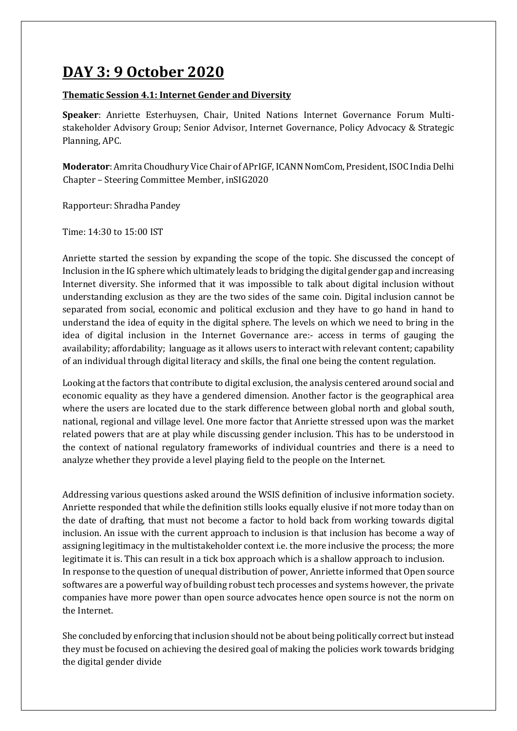# DAY 3: 9 October 2020

**Thematic Session 4.1: Internet Gender and Diversity**

**Speaker**: Anriette Esterhuysen, Chair, United Nations Internet Governance Forum Multi-stakeholder Advisory Group; Senior Advisor, Internet Governance, Policy Advocacy & Strategic Planning, APC.

**Moderator**: Amrita Choudhury Vice Chair of APrIGF, ICANN NomCom, President, ISOC India Delhi Chapter – Steering Committee Member, inSIG2020

Rapporteur: Shradha Pandey

Time: 14:30 to 15:00 IST

Anriette started the session by expanding the scope of the topic. She discussed the concept of Inclusion in the IG sphere which ultimately leads to bridging the digital gender gap and increasing Internet diversity. She informed that it was impossible to talk about digital inclusion without understanding exclusion as they are the two sides of the same coin. Digital inclusion cannot be separated from social, economic and political exclusion and they have to go hand in hand to understand the idea of equity in the digital sphere. The levels on which we need to bring in the idea of digital inclusion in the Internet Governance are:- access in terms of gauging the availability; affordability; language as it allows users to interact with relevant content; capability of an individual through digital literacy and skills, the final one being the content regulation.

Looking at the factors that contribute to digital exclusion, the analysis centered around social and economic equality as they have a gendered dimension. Another factor is the geographical area where the users are located due to the stark difference between global north and global south, national, regional and village level. One more factor that Anriette stressed upon was the market related powers that are at play while discussing gender inclusion. This has to be understood in the context of national regulatory frameworks of individual countries and there is a need to analyze whether they provide a level playing field to the people on the Internet.

Addressing various questions asked around the WSIS definition of inclusive information society. Anriette responded that while the definition stills looks equally elusive if not more today than on the date of drafting, that must not become a factor to hold back from working towards digital inclusion. An issue with the current approach to inclusion is that inclusion has become a way of assigning legitimacy in the multistakeholder context i.e. the more inclusive the process; the more legitimate it is. This can result in a tick box approach which is a shallow approach to inclusion. In response to the question of unequal distribution of power, Anriette informed that Open source softwares are a powerful way of building robust tech processes and systems however, the private companies have more power than open source advocates hence open source is not the norm on the Internet.

She concluded by enforcing that inclusion should not be about being politically correct but instead they must be focused on achieving the desired goal of making the policies work towards bridging the digital gender divide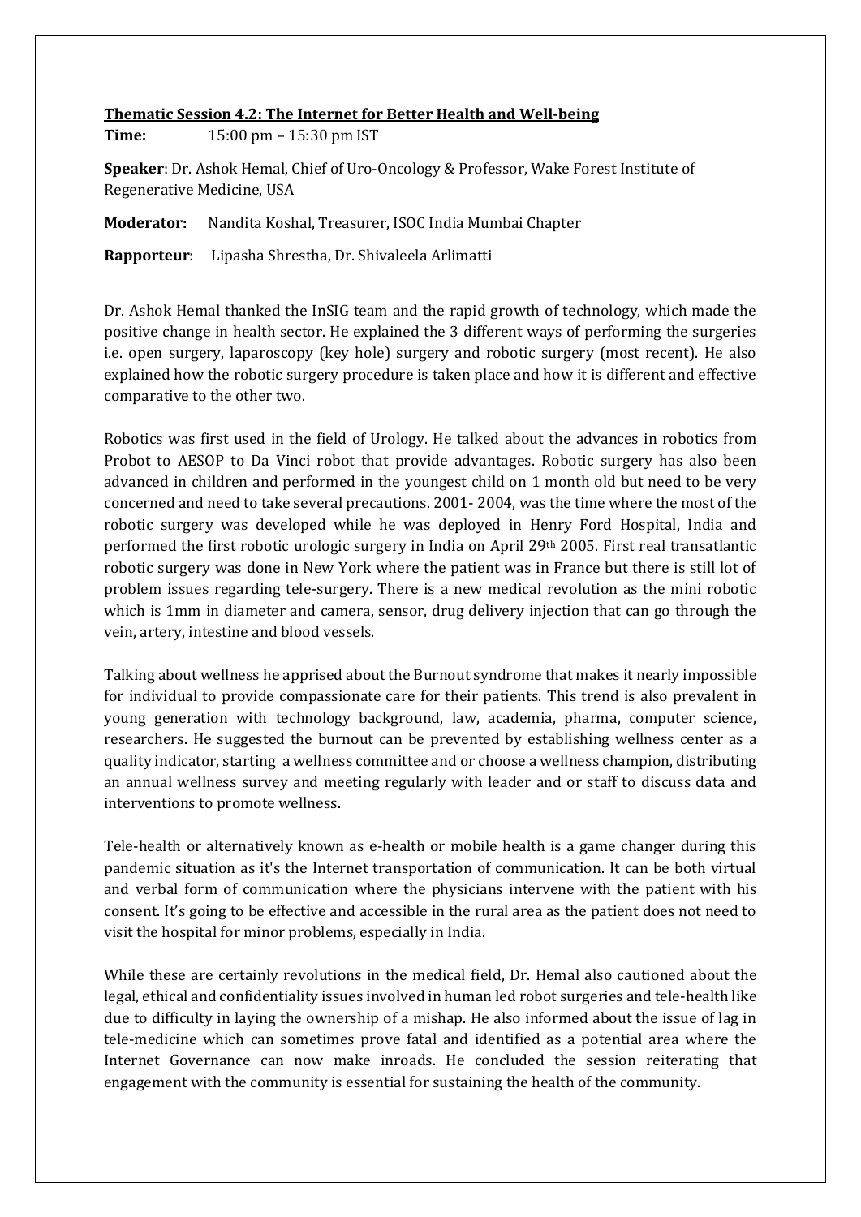**Thematic Session 4.2: The Internet for Better Health and Well-being**

**Time:** 15:00 pm – 15:30 pm IST

**Speaker**: Dr. Ashok Hemal, Chief of Uro-Oncology & Professor, Wake Forest Institute of Regenerative Medicine, USA

**Moderator:** Nandita Koshal, Treasurer, ISOC India Mumbai Chapter

**Rapporteur**: Lipasha Shrestha, Dr. Shivaleela Arlimatti

Dr. Ashok Hemal thanked the InSIG team and the rapid growth of technology, which made the positive change in health sector. He explained the 3 different ways of performing the surgeries i.e. open surgery, laparoscopy (key hole) surgery and robotic surgery (most recent). He also explained how the robotic surgery procedure is taken place and how it is different and effective comparative to the other two.

Robotics was first used in the field of Urology. He talked about the advances in robotics from Probot to AESOP to Da Vinci robot that provide advantages. Robotic surgery has also been advanced in children and performed in the youngest child on 1 month old but need to be very concerned and need to take several precautions. 2001- 2004, was the time where the most of the robotic surgery was developed while he was deployed in Henry Ford Hospital, India and performed the first robotic urologic surgery in India on April 29th 2005. First real transatlantic robotic surgery was done in New York where the patient was in France but there is still lot of problem issues regarding tele-surgery. There is a new medical revolution as the mini robotic which is 1mm in diameter and camera, sensor, drug delivery injection that can go through the vein, artery, intestine and blood vessels.

Talking about wellness he apprised about the Burnout syndrome that makes it nearly impossible for individual to provide compassionate care for their patients. This trend is also prevalent in young generation with technology background, law, academia, pharma, computer science, researchers. He suggested the burnout can be prevented by establishing wellness center as a quality indicator, starting a wellness committee and or choose a wellness champion, distributing an annual wellness survey and meeting regularly with leader and or staff to discuss data and interventions to promote wellness.

Tele-health or alternatively known as e-health or mobile health is a game changer during this pandemic situation as it's the Internet transportation of communication. It can be both virtual and verbal form of communication where the physicians intervene with the patient with his consent. It's going to be effective and accessible in the rural area as the patient does not need to visit the hospital for minor problems, especially in India.

While these are certainly revolutions in the medical field, Dr. Hemal also cautioned about the legal, ethical and confidentiality issues involved in human led robot surgeries and tele-health like due to difficulty in laying the ownership of a mishap. He also informed about the issue of lag in tele-medicine which can sometimes prove fatal and identified as a potential area where the Internet Governance can now make inroads. He concluded the session reiterating that engagement with the community is essential for sustaining the health of the community.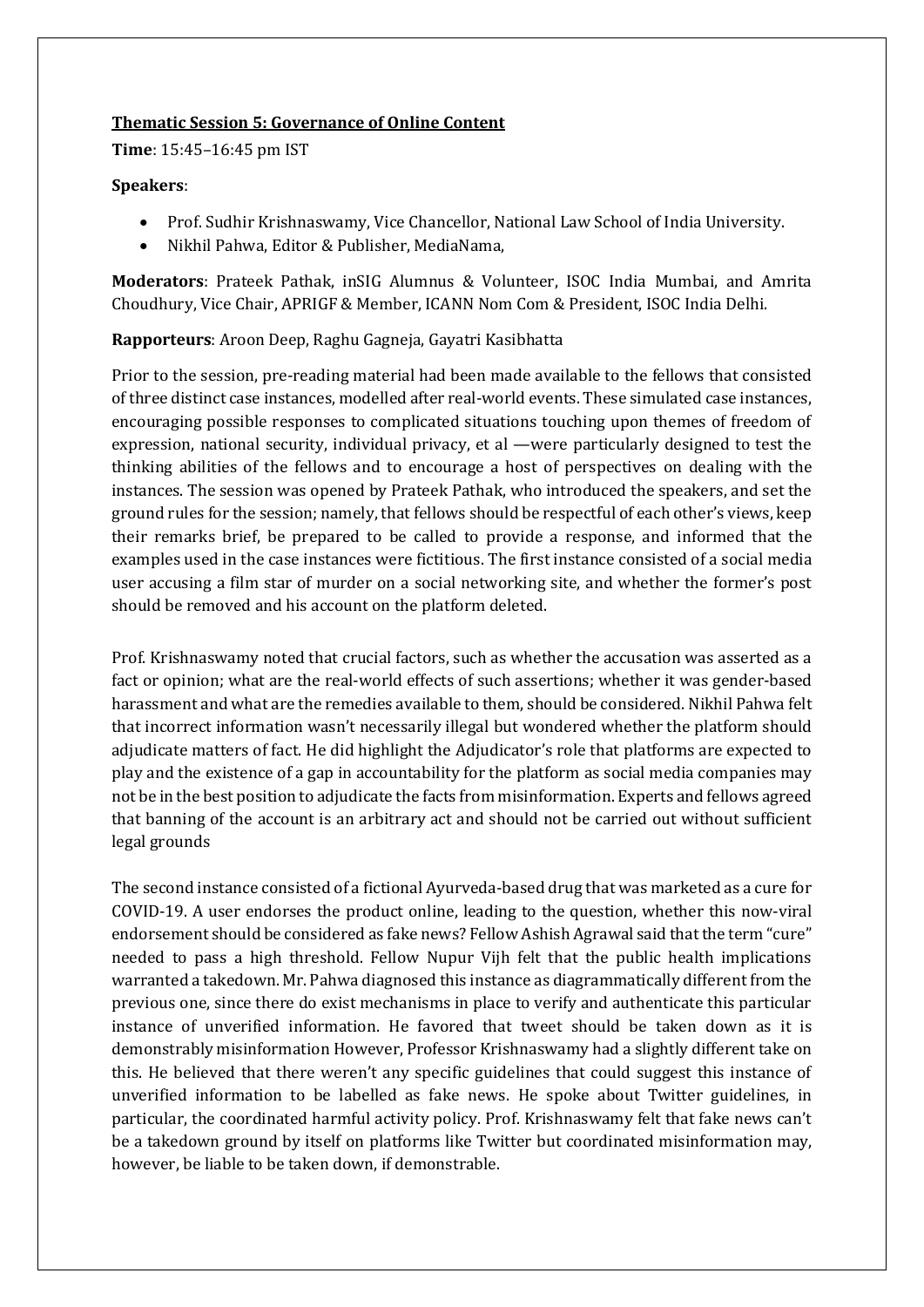**Thematic Session 5: Governance of Online Content**

**Time**: 15:45–16:45 pm IST

**Speakers**:

- Prof. Sudhir Krishnaswamy, Vice Chancellor, National Law School of India University.
- Nikhil Pahwa, Editor & Publisher, MediaNama,

**Moderators**: Prateek Pathak, inSIG Alumnus & Volunteer, ISOC India Mumbai, and Amrita Choudhury, Vice Chair, APRIGF & Member, ICANN Nom Com & President, ISOC India Delhi.

**Rapporteurs**: Aroon Deep, Raghu Gagneja, Gayatri Kasibhatta

Prior to the session, pre-reading material had been made available to the fellows that consisted of three distinct case instances, modelled after real-world events. These simulated case instances, encouraging possible responses to complicated situations touching upon themes of freedom of expression, national security, individual privacy, et al —were particularly designed to test the thinking abilities of the fellows and to encourage a host of perspectives on dealing with the instances. The session was opened by Prateek Pathak, who introduced the speakers, and set the ground rules for the session; namely, that fellows should be respectful of each other's views, keep their remarks brief, be prepared to be called to provide a response, and informed that the examples used in the case instances were fictitious. The first instance consisted of a social media user accusing a film star of murder on a social networking site, and whether the former's post should be removed and his account on the platform deleted.

Prof. Krishnaswamy noted that crucial factors, such as whether the accusation was asserted as a fact or opinion; what are the real-world effects of such assertions; whether it was gender-based harassment and what are the remedies available to them, should be considered. Nikhil Pahwa felt that incorrect information wasn't necessarily illegal but wondered whether the platform should adjudicate matters of fact. He did highlight the Adjudicator's role that platforms are expected to play and the existence of a gap in accountability for the platform as social media companies may not be in the best position to adjudicate the facts from misinformation. Experts and fellows agreed that banning of the account is an arbitrary act and should not be carried out without sufficient legal grounds

The second instance consisted of a fictional Ayurveda-based drug that was marketed as a cure for COVID-19. A user endorses the product online, leading to the question, whether this now-viral endorsement should be considered as fake news? Fellow Ashish Agrawal said that the term "cure" needed to pass a high threshold. Fellow Nupur Vijh felt that the public health implications warranted a takedown. Mr. Pahwa diagnosed this instance as diagrammatically different from the previous one, since there do exist mechanisms in place to verify and authenticate this particular instance of unverified information. He favored that tweet should be taken down as it is demonstrably misinformation However, Professor Krishnaswamy had a slightly different take on this. He believed that there weren't any specific guidelines that could suggest this instance of unverified information to be labelled as fake news. He spoke about Twitter guidelines, in particular, the coordinated harmful activity policy. Prof. Krishnaswamy felt that fake news can't be a takedown ground by itself on platforms like Twitter but coordinated misinformation may, however, be liable to be taken down, if demonstrable.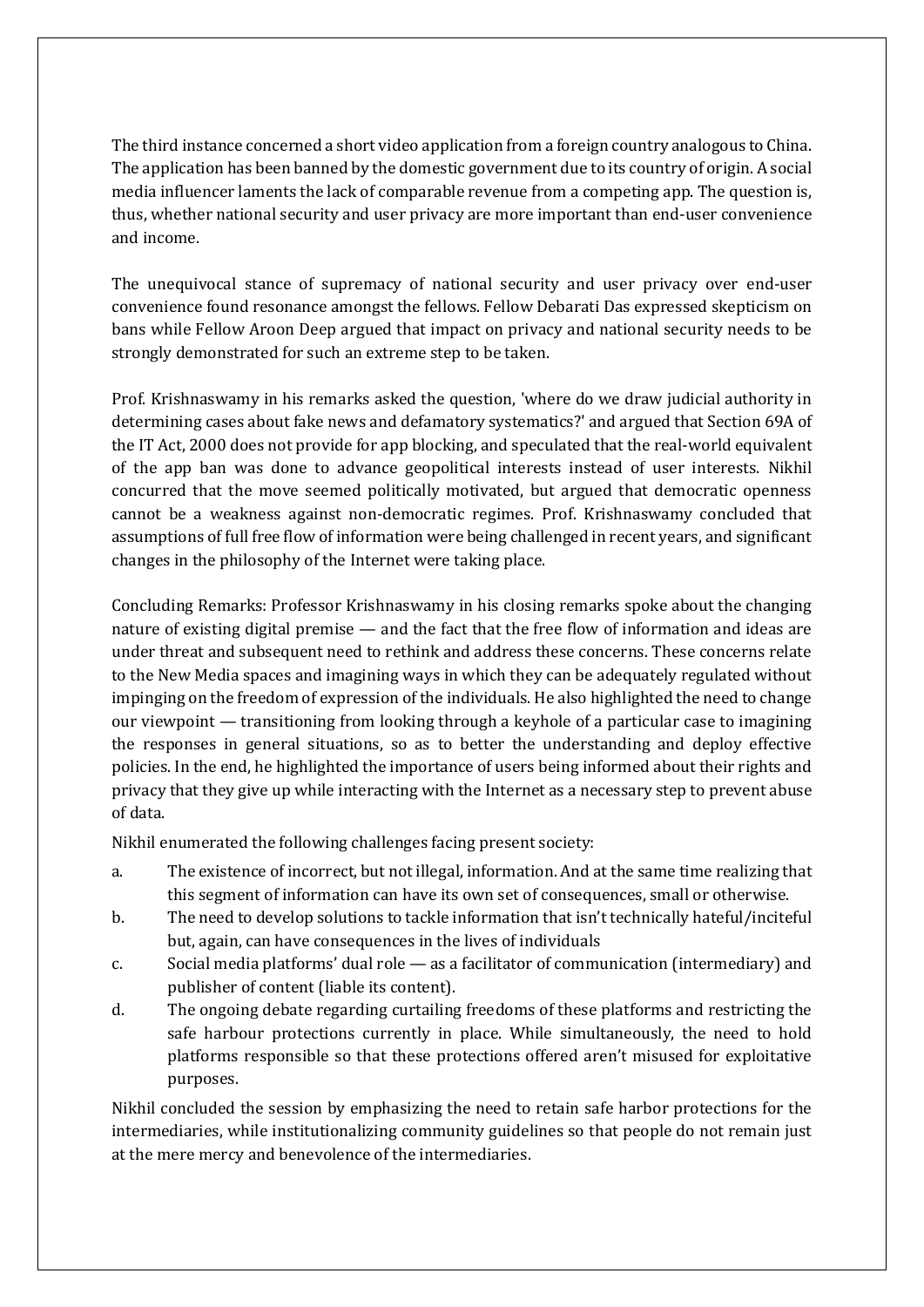The third instance concerned a short video application from a foreign country analogous to China. The application has been banned by the domestic government due to its country of origin. A social media influencer laments the lack of comparable revenue from a competing app. The question is, thus, whether national security and user privacy are more important than end-user convenience and income.

The unequivocal stance of supremacy of national security and user privacy over end-user convenience found resonance amongst the fellows. Fellow Debarati Das expressed skepticism on bans while Fellow Aroon Deep argued that impact on privacy and national security needs to be strongly demonstrated for such an extreme step to be taken.

Prof. Krishnaswamy in his remarks asked the question, 'where do we draw judicial authority in determining cases about fake news and defamatory systematics?' and argued that Section 69A of the IT Act, 2000 does not provide for app blocking, and speculated that the real-world equivalent of the app ban was done to advance geopolitical interests instead of user interests. Nikhil concurred that the move seemed politically motivated, but argued that democratic openness cannot be a weakness against non-democratic regimes. Prof. Krishnaswamy concluded that assumptions of full free flow of information were being challenged in recent years, and significant changes in the philosophy of the Internet were taking place.

Concluding Remarks: Professor Krishnaswamy in his closing remarks spoke about the changing nature of existing digital premise — and the fact that the free flow of information and ideas are under threat and subsequent need to rethink and address these concerns. These concerns relate to the New Media spaces and imagining ways in which they can be adequately regulated without impinging on the freedom of expression of the individuals. He also highlighted the need to change our viewpoint — transitioning from looking through a keyhole of a particular case to imagining the responses in general situations, so as to better the understanding and deploy effective policies. In the end, he highlighted the importance of users being informed about their rights and privacy that they give up while interacting with the Internet as a necessary step to prevent abuse of data.

Nikhil enumerated the following challenges facing present society:

a. The existence of incorrect, but not illegal, information. And at the same time realizing that this segment of information can have its own set of consequences, small or otherwise.

b. The need to develop solutions to tackle information that isn't technically hateful/inciteful but, again, can have consequences in the lives of individuals

c. Social media platforms' dual role — as a facilitator of communication (intermediary) and publisher of content (liable its content).

d. The ongoing debate regarding curtailing freedoms of these platforms and restricting the safe harbour protections currently in place. While simultaneously, the need to hold platforms responsible so that these protections offered aren't misused for exploitative purposes.

Nikhil concluded the session by emphasizing the need to retain safe harbor protections for the intermediaries, while institutionalizing community guidelines so that people do not remain just at the mere mercy and benevolence of the intermediaries.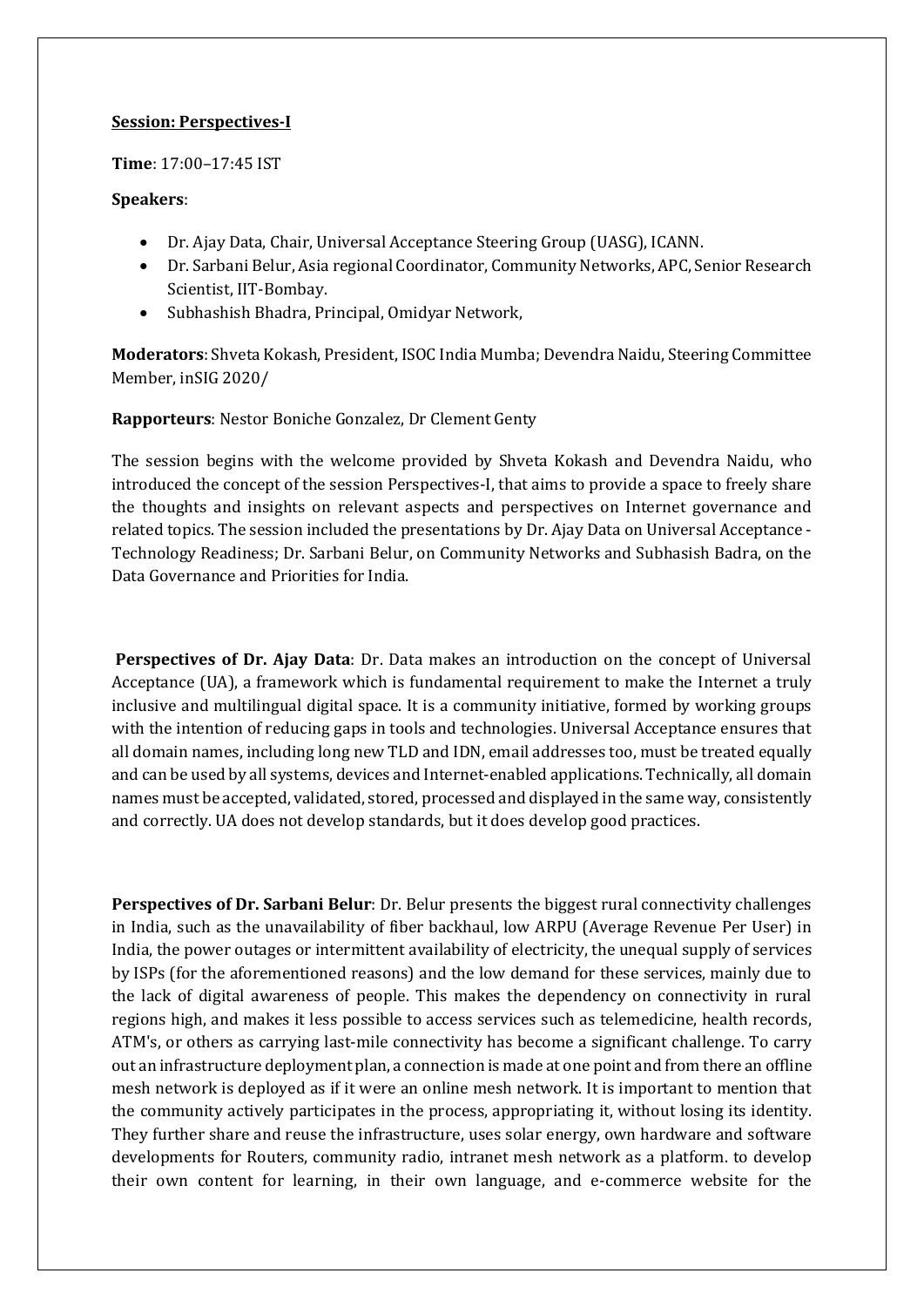**Session: Perspectives-I**

**Time**: 17:00–17:45 IST

**Speakers**:

- Dr. Ajay Data, Chair, Universal Acceptance Steering Group (UASG), ICANN.
- Dr. Sarbani Belur, Asia regional Coordinator, Community Networks, APC, Senior Research Scientist, IIT-Bombay.
- Subhashish Bhadra, Principal, Omidyar Network,

**Moderators**: Shveta Kokash, President, ISOC India Mumba; Devendra Naidu, Steering Committee Member, inSIG 2020/

**Rapporteurs**: Nestor Boniche Gonzalez, Dr Clement Genty

The session begins with the welcome provided by Shveta Kokash and Devendra Naidu, who introduced the concept of the session Perspectives-I, that aims to provide a space to freely share the thoughts and insights on relevant aspects and perspectives on Internet governance and related topics. The session included the presentations by Dr. Ajay Data on Universal Acceptance - Technology Readiness; Dr. Sarbani Belur, on Community Networks and Subhasish Badra, on the Data Governance and Priorities for India.

**Perspectives of Dr. Ajay Data**: Dr. Data makes an introduction on the concept of Universal Acceptance (UA), a framework which is fundamental requirement to make the Internet a truly inclusive and multilingual digital space. It is a community initiative, formed by working groups with the intention of reducing gaps in tools and technologies. Universal Acceptance ensures that all domain names, including long new TLD and IDN, email addresses too, must be treated equally and can be used by all systems, devices and Internet-enabled applications. Technically, all domain names must be accepted, validated, stored, processed and displayed in the same way, consistently and correctly. UA does not develop standards, but it does develop good practices.

**Perspectives of Dr. Sarbani Belur**: Dr. Belur presents the biggest rural connectivity challenges in India, such as the unavailability of fiber backhaul, low ARPU (Average Revenue Per User) in India, the power outages or intermittent availability of electricity, the unequal supply of services by ISPs (for the aforementioned reasons) and the low demand for these services, mainly due to the lack of digital awareness of people. This makes the dependency on connectivity in rural regions high, and makes it less possible to access services such as telemedicine, health records, ATM's, or others as carrying last-mile connectivity has become a significant challenge. To carry out an infrastructure deployment plan, a connection is made at one point and from there an offline mesh network is deployed as if it were an online mesh network. It is important to mention that the community actively participates in the process, appropriating it, without losing its identity. They further share and reuse the infrastructure, uses solar energy, own hardware and software developments for Routers, community radio, intranet mesh network as a platform. to develop their own content for learning, in their own language, and e-commerce website for the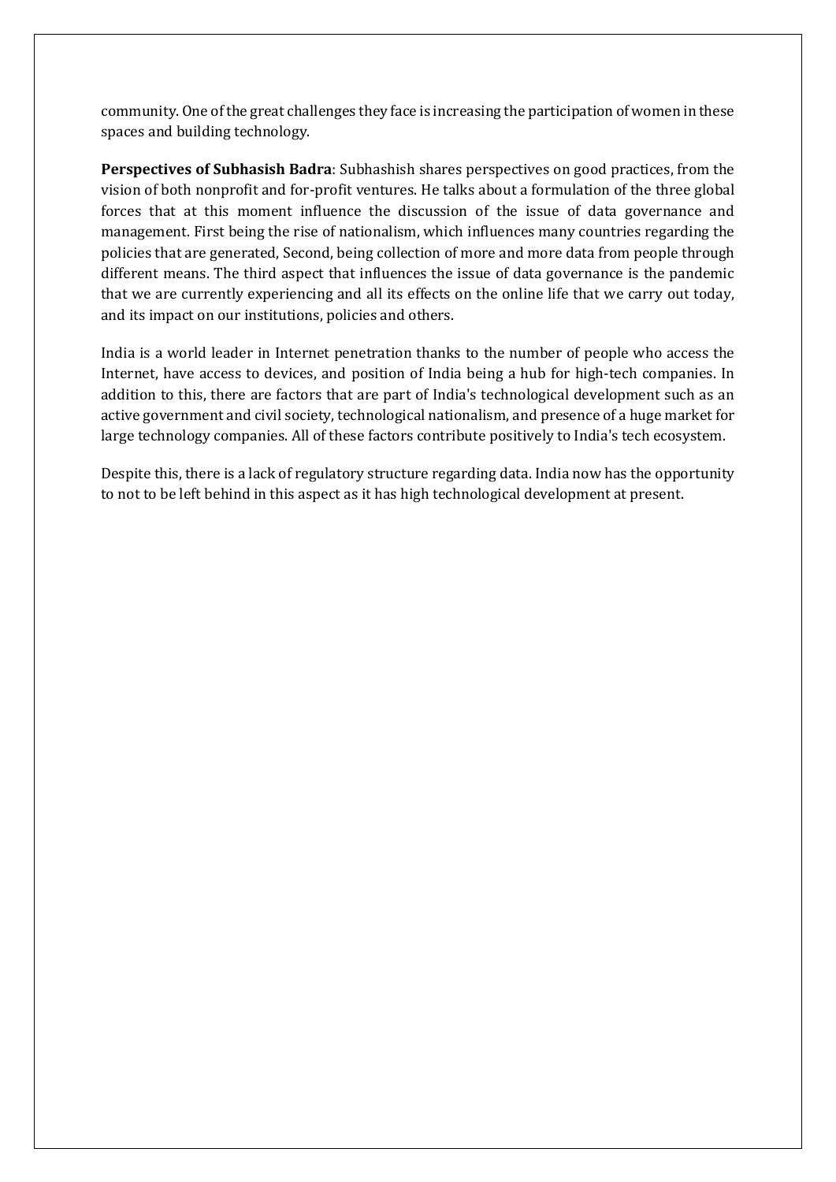community. One of the great challenges they face is increasing the participation of women in these spaces and building technology.

**Perspectives of Subhasish Badra**: Subhashish shares perspectives on good practices, from the vision of both nonprofit and for-profit ventures. He talks about a formulation of the three global forces that at this moment influence the discussion of the issue of data governance and management. First being the rise of nationalism, which influences many countries regarding the policies that are generated, Second, being collection of more and more data from people through different means. The third aspect that influences the issue of data governance is the pandemic that we are currently experiencing and all its effects on the online life that we carry out today, and its impact on our institutions, policies and others.

India is a world leader in Internet penetration thanks to the number of people who access the Internet, have access to devices, and position of India being a hub for high-tech companies. In addition to this, there are factors that are part of India's technological development such as an active government and civil society, technological nationalism, and presence of a huge market for large technology companies. All of these factors contribute positively to India's tech ecosystem.

Despite this, there is a lack of regulatory structure regarding data. India now has the opportunity to not to be left behind in this aspect as it has high technological development at present.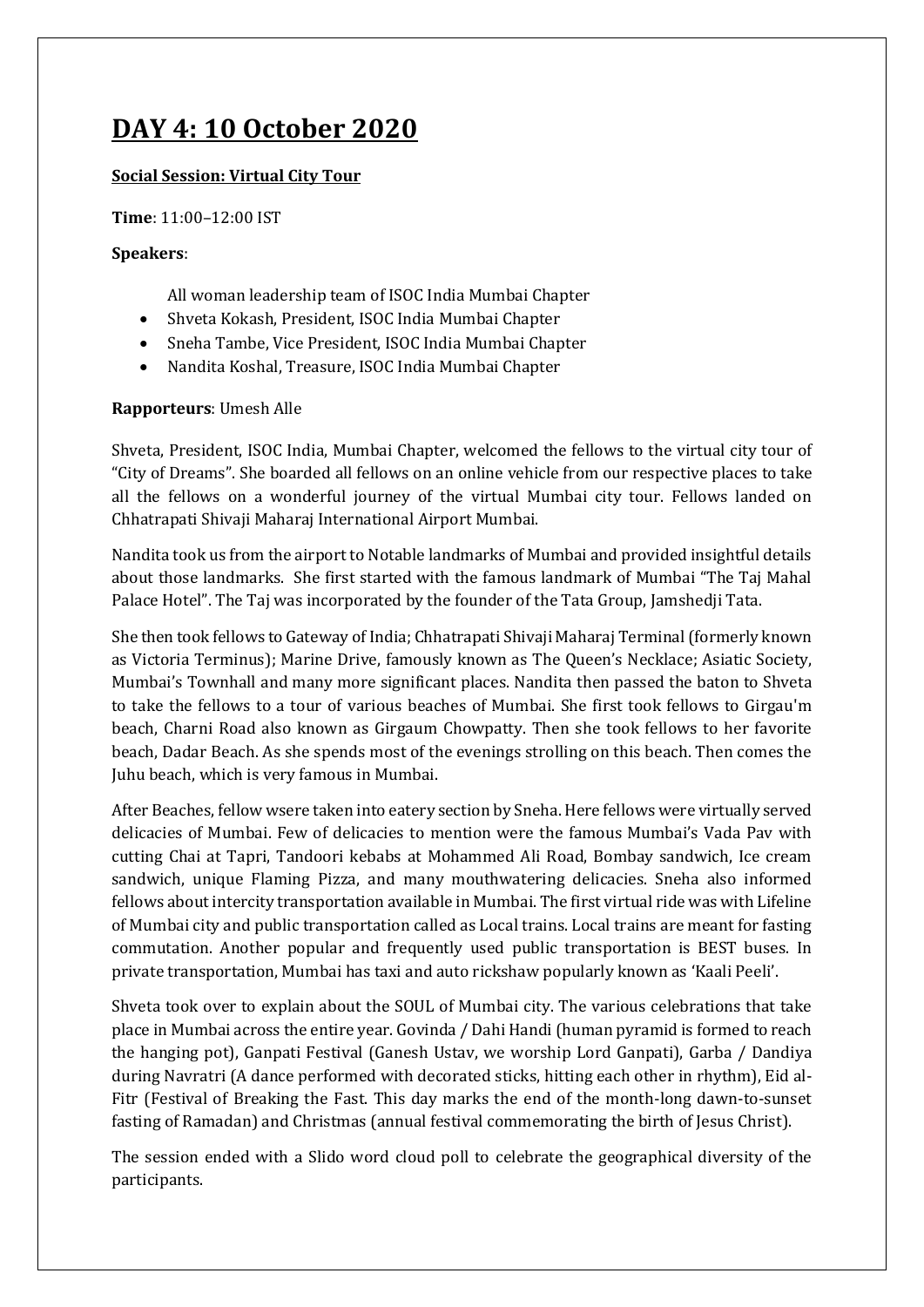# DAY 4: 10 October 2020

**Social Session: Virtual City Tour**

**Time**: 11:00–12:00 IST

**Speakers**:

All woman leadership team of ISOC India Mumbai Chapter

- Shveta Kokash, President, ISOC India Mumbai Chapter
- Sneha Tambe, Vice President, ISOC India Mumbai Chapter
- Nandita Koshal, Treasure, ISOC India Mumbai Chapter

**Rapporteurs**: Umesh Alle

Shveta, President, ISOC India, Mumbai Chapter, welcomed the fellows to the virtual city tour of "City of Dreams". She boarded all fellows on an online vehicle from our respective places to take all the fellows on a wonderful journey of the virtual Mumbai city tour. Fellows landed on Chhatrapati Shivaji Maharaj International Airport Mumbai.

Nandita took us from the airport to Notable landmarks of Mumbai and provided insightful details about those landmarks. She first started with the famous landmark of Mumbai "The Taj Mahal Palace Hotel". The Taj was incorporated by the founder of the Tata Group, Jamshedji Tata.

She then took fellows to Gateway of India; Chhatrapati Shivaji Maharaj Terminal (formerly known as Victoria Terminus); Marine Drive, famously known as The Queen's Necklace; Asiatic Society, Mumbai's Townhall and many more significant places. Nandita then passed the baton to Shveta to take the fellows to a tour of various beaches of Mumbai. She first took fellows to Girgau'm beach, Charni Road also known as Girgaum Chowpatty. Then she took fellows to her favorite beach, Dadar Beach. As she spends most of the evenings strolling on this beach. Then comes the Juhu beach, which is very famous in Mumbai.

After Beaches, fellow wsere taken into eatery section by Sneha. Here fellows were virtually served delicacies of Mumbai. Few of delicacies to mention were the famous Mumbai's Vada Pav with cutting Chai at Tapri, Tandoori kebabs at Mohammed Ali Road, Bombay sandwich, Ice cream sandwich, unique Flaming Pizza, and many mouthwatering delicacies. Sneha also informed fellows about intercity transportation available in Mumbai. The first virtual ride was with Lifeline of Mumbai city and public transportation called as Local trains. Local trains are meant for fasting commutation. Another popular and frequently used public transportation is BEST buses. In private transportation, Mumbai has taxi and auto rickshaw popularly known as 'Kaali Peeli'.

Shveta took over to explain about the SOUL of Mumbai city. The various celebrations that take place in Mumbai across the entire year. Govinda / Dahi Handi (human pyramid is formed to reach the hanging pot), Ganpati Festival (Ganesh Ustav, we worship Lord Ganpati), Garba / Dandiya during Navratri (A dance performed with decorated sticks, hitting each other in rhythm), Eid al-Fitr (Festival of Breaking the Fast. This day marks the end of the month-long dawn-to-sunset fasting of Ramadan) and Christmas (annual festival commemorating the birth of Jesus Christ).

The session ended with a Slido word cloud poll to celebrate the geographical diversity of the participants.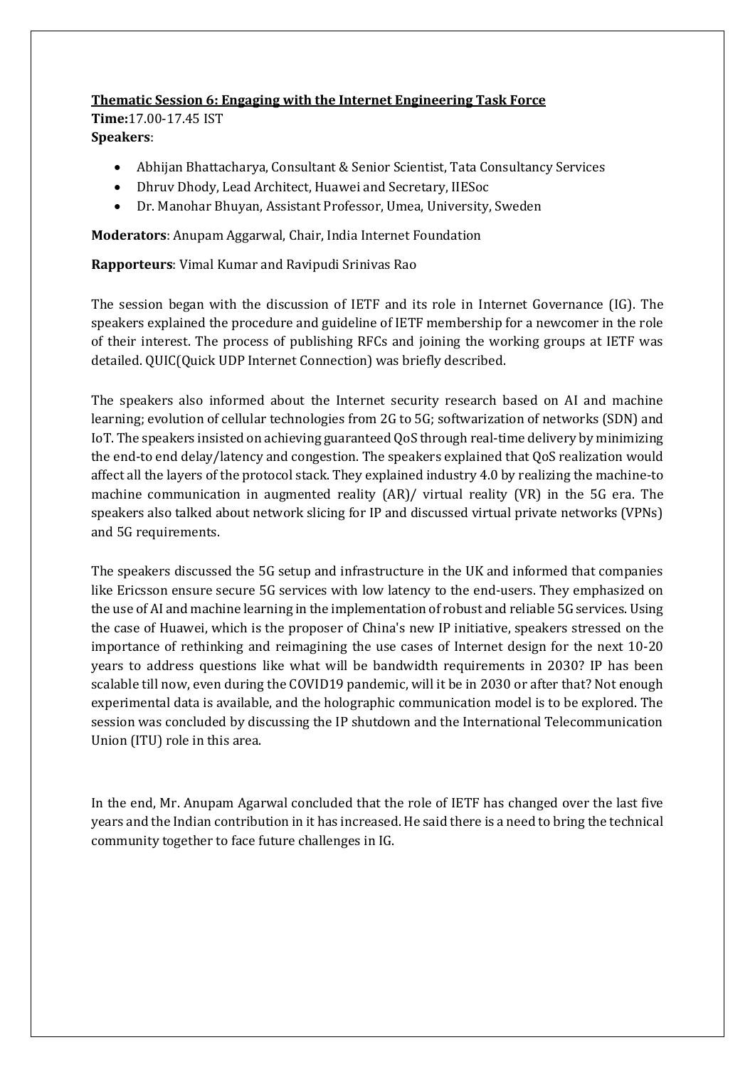**Thematic Session 6: Engaging with the Internet Engineering Task Force**

**Time:**17.00-17.45 IST

**Speakers**:

- Abhijan Bhattacharya, Consultant & Senior Scientist, Tata Consultancy Services
- Dhruv Dhody, Lead Architect, Huawei and Secretary, IIESoc
- Dr. Manohar Bhuyan, Assistant Professor, Umea, University, Sweden

**Moderators**: Anupam Aggarwal, Chair, India Internet Foundation

**Rapporteurs**: Vimal Kumar and Ravipudi Srinivas Rao

The session began with the discussion of IETF and its role in Internet Governance (IG). The speakers explained the procedure and guideline of IETF membership for a newcomer in the role of their interest. The process of publishing RFCs and joining the working groups at IETF was detailed. QUIC(Quick UDP Internet Connection) was briefly described.

The speakers also informed about the Internet security research based on AI and machine learning; evolution of cellular technologies from 2G to 5G; softwarization of networks (SDN) and IoT. The speakers insisted on achieving guaranteed QoS through real-time delivery by minimizing the end-to end delay/latency and congestion. The speakers explained that QoS realization would affect all the layers of the protocol stack. They explained industry 4.0 by realizing the machine-to machine communication in augmented reality (AR)/ virtual reality (VR) in the 5G era. The speakers also talked about network slicing for IP and discussed virtual private networks (VPNs) and 5G requirements.

The speakers discussed the 5G setup and infrastructure in the UK and informed that companies like Ericsson ensure secure 5G services with low latency to the end-users. They emphasized on the use of AI and machine learning in the implementation of robust and reliable 5G services. Using the case of Huawei, which is the proposer of China's new IP initiative, speakers stressed on the importance of rethinking and reimagining the use cases of Internet design for the next 10-20 years to address questions like what will be bandwidth requirements in 2030? IP has been scalable till now, even during the COVID19 pandemic, will it be in 2030 or after that? Not enough experimental data is available, and the holographic communication model is to be explored. The session was concluded by discussing the IP shutdown and the International Telecommunication Union (ITU) role in this area.

In the end, Mr. Anupam Agarwal concluded that the role of IETF has changed over the last five years and the Indian contribution in it has increased. He said there is a need to bring the technical community together to face future challenges in IG.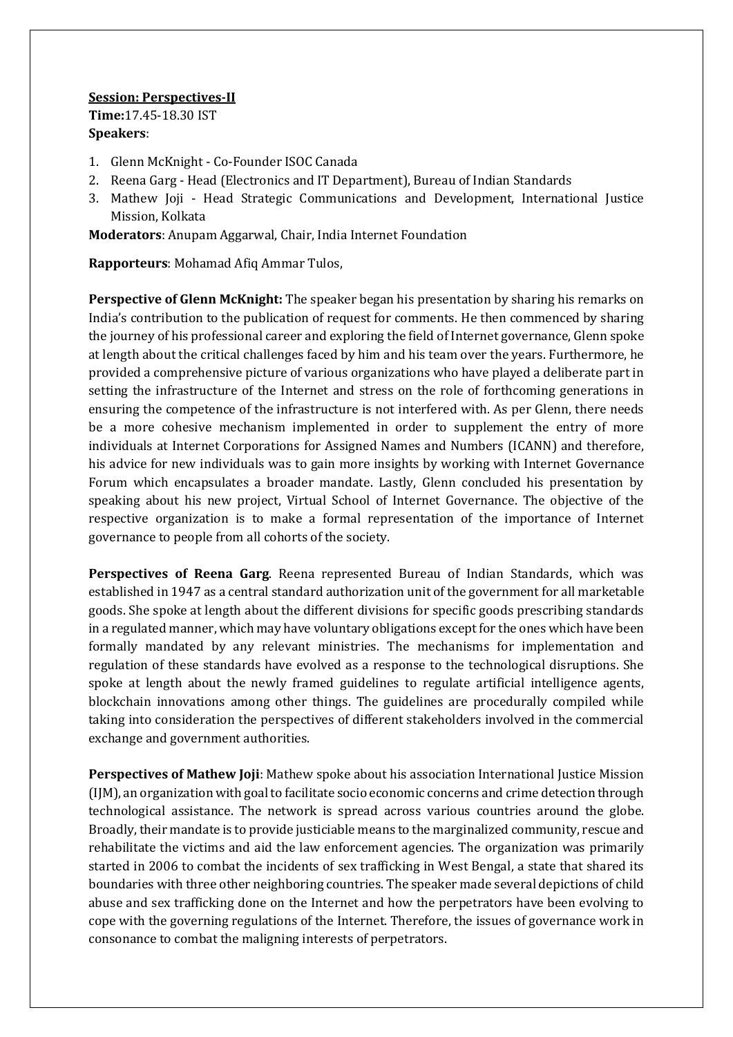**Session: Perspectives-II**

**Time:**17.45-18.30 IST

**Speakers**:

1. Glenn McKnight - Co-Founder ISOC Canada
2. Reena Garg - Head (Electronics and IT Department), Bureau of Indian Standards
3. Mathew Joji - Head Strategic Communications and Development, International Justice Mission, Kolkata

**Moderators**: Anupam Aggarwal, Chair, India Internet Foundation

**Rapporteurs**: Mohamad Afiq Ammar Tulos,

**Perspective of Glenn McKnight:** The speaker began his presentation by sharing his remarks on India's contribution to the publication of request for comments. He then commenced by sharing the journey of his professional career and exploring the field of Internet governance, Glenn spoke at length about the critical challenges faced by him and his team over the years. Furthermore, he provided a comprehensive picture of various organizations who have played a deliberate part in setting the infrastructure of the Internet and stress on the role of forthcoming generations in ensuring the competence of the infrastructure is not interfered with. As per Glenn, there needs be a more cohesive mechanism implemented in order to supplement the entry of more individuals at Internet Corporations for Assigned Names and Numbers (ICANN) and therefore, his advice for new individuals was to gain more insights by working with Internet Governance Forum which encapsulates a broader mandate. Lastly, Glenn concluded his presentation by speaking about his new project, Virtual School of Internet Governance. The objective of the respective organization is to make a formal representation of the importance of Internet governance to people from all cohorts of the society.

**Perspectives of Reena Garg**. Reena represented Bureau of Indian Standards, which was established in 1947 as a central standard authorization unit of the government for all marketable goods. She spoke at length about the different divisions for specific goods prescribing standards in a regulated manner, which may have voluntary obligations except for the ones which have been formally mandated by any relevant ministries. The mechanisms for implementation and regulation of these standards have evolved as a response to the technological disruptions. She spoke at length about the newly framed guidelines to regulate artificial intelligence agents, blockchain innovations among other things. The guidelines are procedurally compiled while taking into consideration the perspectives of different stakeholders involved in the commercial exchange and government authorities.

**Perspectives of Mathew Joji**: Mathew spoke about his association International Justice Mission (IJM), an organization with goal to facilitate socio economic concerns and crime detection through technological assistance. The network is spread across various countries around the globe. Broadly, their mandate is to provide justiciable means to the marginalized community, rescue and rehabilitate the victims and aid the law enforcement agencies. The organization was primarily started in 2006 to combat the incidents of sex trafficking in West Bengal, a state that shared its boundaries with three other neighboring countries. The speaker made several depictions of child abuse and sex trafficking done on the Internet and how the perpetrators have been evolving to cope with the governing regulations of the Internet. Therefore, the issues of governance work in consonance to combat the maligning interests of perpetrators.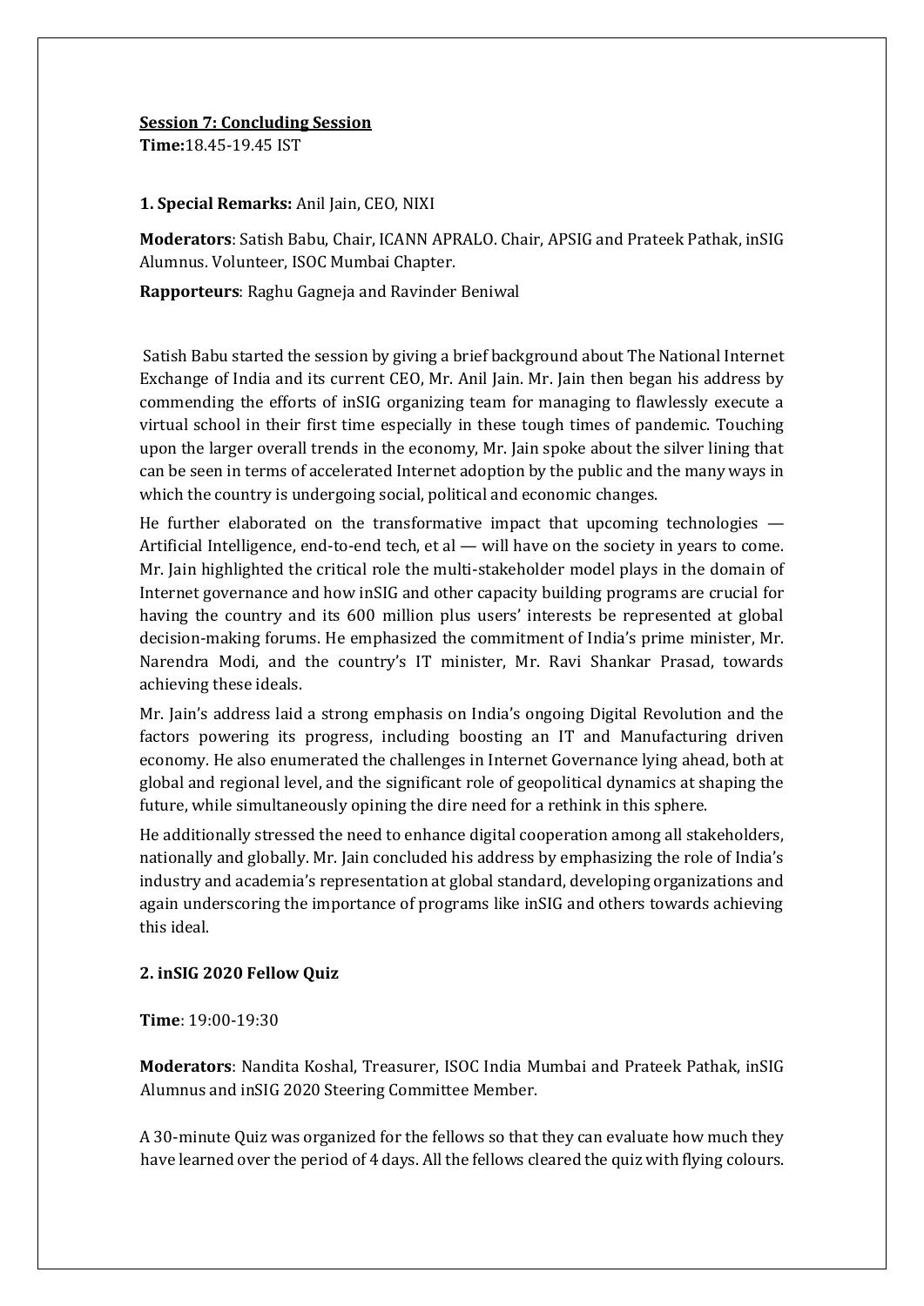**Session 7: Concluding Session**

**Time:**18.45-19.45 IST

**1. Special Remarks:** Anil Jain, CEO, NIXI

**Moderators**: Satish Babu, Chair, ICANN APRALO. Chair, APSIG and Prateek Pathak, inSIG Alumnus. Volunteer, ISOC Mumbai Chapter.

**Rapporteurs**: Raghu Gagneja and Ravinder Beniwal

Satish Babu started the session by giving a brief background about The National Internet Exchange of India and its current CEO, Mr. Anil Jain. Mr. Jain then began his address by commending the efforts of inSIG organizing team for managing to flawlessly execute a virtual school in their first time especially in these tough times of pandemic. Touching upon the larger overall trends in the economy, Mr. Jain spoke about the silver lining that can be seen in terms of accelerated Internet adoption by the public and the many ways in which the country is undergoing social, political and economic changes.

He further elaborated on the transformative impact that upcoming technologies — Artificial Intelligence, end-to-end tech, et al — will have on the society in years to come. Mr. Jain highlighted the critical role the multi-stakeholder model plays in the domain of Internet governance and how inSIG and other capacity building programs are crucial for having the country and its 600 million plus users' interests be represented at global decision-making forums. He emphasized the commitment of India's prime minister, Mr. Narendra Modi, and the country's IT minister, Mr. Ravi Shankar Prasad, towards achieving these ideals.

Mr. Jain's address laid a strong emphasis on India's ongoing Digital Revolution and the factors powering its progress, including boosting an IT and Manufacturing driven economy. He also enumerated the challenges in Internet Governance lying ahead, both at global and regional level, and the significant role of geopolitical dynamics at shaping the future, while simultaneously opining the dire need for a rethink in this sphere.

He additionally stressed the need to enhance digital cooperation among all stakeholders, nationally and globally. Mr. Jain concluded his address by emphasizing the role of India's industry and academia's representation at global standard, developing organizations and again underscoring the importance of programs like inSIG and others towards achieving this ideal.

**2. inSIG 2020 Fellow Quiz**

**Time**: 19:00-19:30

**Moderators**: Nandita Koshal, Treasurer, ISOC India Mumbai and Prateek Pathak, inSIG Alumnus and inSIG 2020 Steering Committee Member.

A 30-minute Quiz was organized for the fellows so that they can evaluate how much they have learned over the period of 4 days. All the fellows cleared the quiz with flying colours.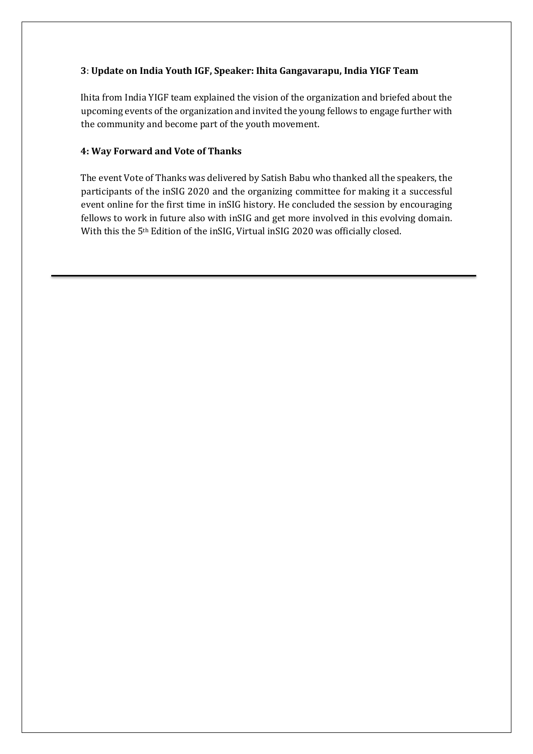**3**: **Update on India Youth IGF, Speaker: Ihita Gangavarapu, India YIGF Team**

Ihita from India YIGF team explained the vision of the organization and briefed about the upcoming events of the organization and invited the young fellows to engage further with the community and become part of the youth movement.

**4: Way Forward and Vote of Thanks**

The event Vote of Thanks was delivered by Satish Babu who thanked all the speakers, the participants of the inSIG 2020 and the organizing committee for making it a successful event online for the first time in inSIG history. He concluded the session by encouraging fellows to work in future also with inSIG and get more involved in this evolving domain. With this the 5th Edition of the inSIG, Virtual inSIG 2020 was officially closed.